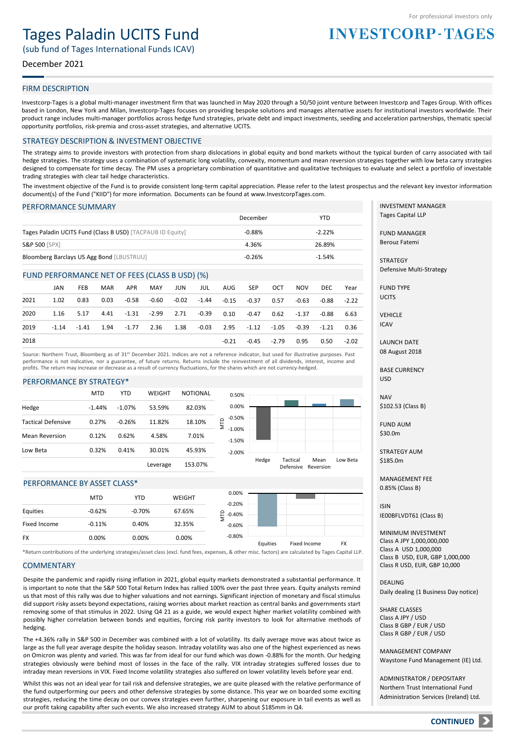For professional investors only

# Tages Paladin UCITS Fund

(sub fund of Tages International Funds ICAV)

December 2021

INVESTCORP-TAGES

## FIRM DESCRIPTION

Investcorp-Tages is a global multi-manager investment firm that was launched in May 2020 through a 50/50 joint venture between Investcorp and Tages Group. With offices based in London, New York and Milan, Investcorp-Tages focuses on providing bespoke solutions and manages alternative assets for institutional investors worldwide. Their product range includes multi-manager portfolios across hedge fund strategies, private debt and impact investments, seeding and acceleration partnerships, thematic special opportunity portfolios, risk-premia and cross-asset strategies, and alternative UCITS.

## STRATEGY DESCRIPTION & INVESTMENT OBJECTIVE

The strategy aims to provide investors with protection from sharp dislocations in global equity and bond markets without the typical burden of carry associated with tail hedge strategies. The strategy uses a combination of systematic long volatility, convexity, momentum and mean reversion strategies together with low beta carry strategies designed to compensate for time decay. The PM uses a proprietary combination of quantitative and qualitative techniques to evaluate and select a portfolio of investable trading strategies with clear tail hedge characteristics.

The investment objective of the Fund is to provide consistent long-term capital appreciation. Please refer to the latest prospectus and the relevant key investor information document(s) of the Fund ("KIID") for more information. Documents can be found at www.InvestcorpTages.com.

## PERFORMANCE SUMMARY

| | December | YTD |
|---|---|---|
| Tages Paladin UCITS Fund (Class B USD) [TACPAUB ID Equity] | -0.88% | -2.22% |
| S&P 500 [SPX] | 4.36% | 26.89% |
| Bloomberg Barclays US Agg Bond [LBUSTRUU] | -0.26% | -1.54% |

## FUND PERFORMANCE NET OF FEES (CLASS B USD) (%)

| | JAN | FEB | MAR | APR | MAY | JUN | JUL | AUG | SEP | OCT | NOV | DEC | Year |
|---|---|---|---|---|---|---|---|---|---|---|---|---|---|
| 2021 | 1.02 | 0.83 | 0.03 | -0.58 | -0.60 | -0.02 | -1.44 | -0.15 | -0.37 | 0.57 | -0.63 | -0.88 | -2.22 |
| 2020 | 1.16 | 5.17 | 4.41 | -1.31 | -2.99 | 2.71 | -0.39 | 0.10 | -0.47 | 0.62 | -1.37 | -0.88 | 6.63 |
| 2019 | -1.14 | -1.41 | 1.94 | -1.77 | 2.36 | 1.38 | -0.03 | 2.95 | -1.12 | -1.05 | -0.39 | -1.21 | 0.36 |
| 2018 | | | | | | | | -0.21 | -0.45 | -2.79 | 0.95 | 0.50 | -2.02 |

Source: Northern Trust, Bloomberg as of 31st December 2021. Indices are not a reference indicator, but used for illustrative purposes. Past performance is not indicative, nor a guarantee, of future returns. Returns include the reinvestment of all dividends, interest, income and profits. The return may increase or decrease as a result of currency fluctuations, for the shares which are not currency-hedged.

## PERFORMANCE BY STRATEGY*

| | MTD | YTD | WEIGHT | NOTIONAL |
|---|---|---|---|---|
| Hedge | -1.44% | -1.07% | 53.59% | 82.03% |
| Tactical Defensive | 0.27% | -0.26% | 11.82% | 18.10% |
| Mean Reversion | 0.12% | 0.62% | 4.58% | 7.01% |
| Low Beta | 0.32% | 0.41% | 30.01% | 45.93% |
| | | | Leverage | 153.07% |

## PERFORMANCE BY ASSET CLASS*

| | MTD | YTD | WEIGHT |
|---|---|---|---|
| Equities | -0.62% | -0.70% | 67.65% |
| Fixed Income | -0.11% | 0.40% | 32.35% |
| FX | 0.00% | 0.00% | 0.00% |

*Return contributions of the underlying strategies/asset class (excl. fund fees, expenses, & other misc. factors) are calculated by Tages Capital LLP.

## COMMENTARY

Despite the pandemic and rapidly rising inflation in 2021, global equity markets demonstrated a substantial performance. It is important to note that the S&P 500 Total Return Index has rallied 100% over the past three years. Equity analysts remind us that most of this rally was due to higher valuations and not earnings. Significant injection of monetary and fiscal stimulus did support risky assets beyond expectations, raising worries about market reaction as central banks and governments start removing some of that stimulus in 2022. Using Q4 21 as a guide, we would expect higher market volatility combined with possibly higher correlation between bonds and equities, forcing risk parity investors to look for alternative methods of hedging.

The +4.36% rally in S&P 500 in December was combined with a lot of volatility. Its daily average move was about twice as large as the full year average despite the holiday season. Intraday volatility was also one of the highest experienced as news on Omicron was plenty and varied. This was far from ideal for our fund which was down -0.88% for the month. Our hedging strategies obviously were behind most of losses in the face of the rally. VIX intraday strategies suffered losses due to intraday mean reversions in VIX. Fixed Income volatility strategies also suffered on lower volatility levels before year end.

Whilst this was not an ideal year for tail risk and defensive strategies, we are quite pleased with the relative performance of the fund outperforming our peers and other defensive strategies by some distance. This year we on boarded some exciting strategies, reducing the time decay on our convex strategies even further, sharpening our exposure in tail events as well as our profit taking capability after such events. We also increased strategy AUM to about $185mm in Q4.

---

INVESTMENT MANAGER
Tages Capital LLP

FUND MANAGER
Berouz Fatemi

STRATEGY
Defensive Multi-Strategy

FUND TYPE
UCITS

VEHICLE
ICAV

LAUNCH DATE
08 August 2018

BASE CURRENCY
USD

NAV
$102.53 (Class B)

FUND AUM
$30.0m

STRATEGY AUM
$185.0m

MANAGEMENT FEE
0.85% (Class B)

ISIN
IE00BFLVDT61 (Class B)

MINIMUM INVESTMENT
Class A JPY 1,000,000,000
Class A USD 1,000,000
Class B USD, EUR, GBP 1,000,000
Class R USD, EUR, GBP 10,000

DEALING
Daily dealing (1 Business Day notice)

SHARE CLASSES
Class A JPY / USD
Class B GBP / EUR / USD
Class R GBP / EUR / USD

MANAGEMENT COMPANY
Waystone Fund Management (IE) Ltd.

ADMINISTRATOR / DEPOSITARY
Northern Trust International Fund Administration Services (Ireland) Ltd.

CONTINUED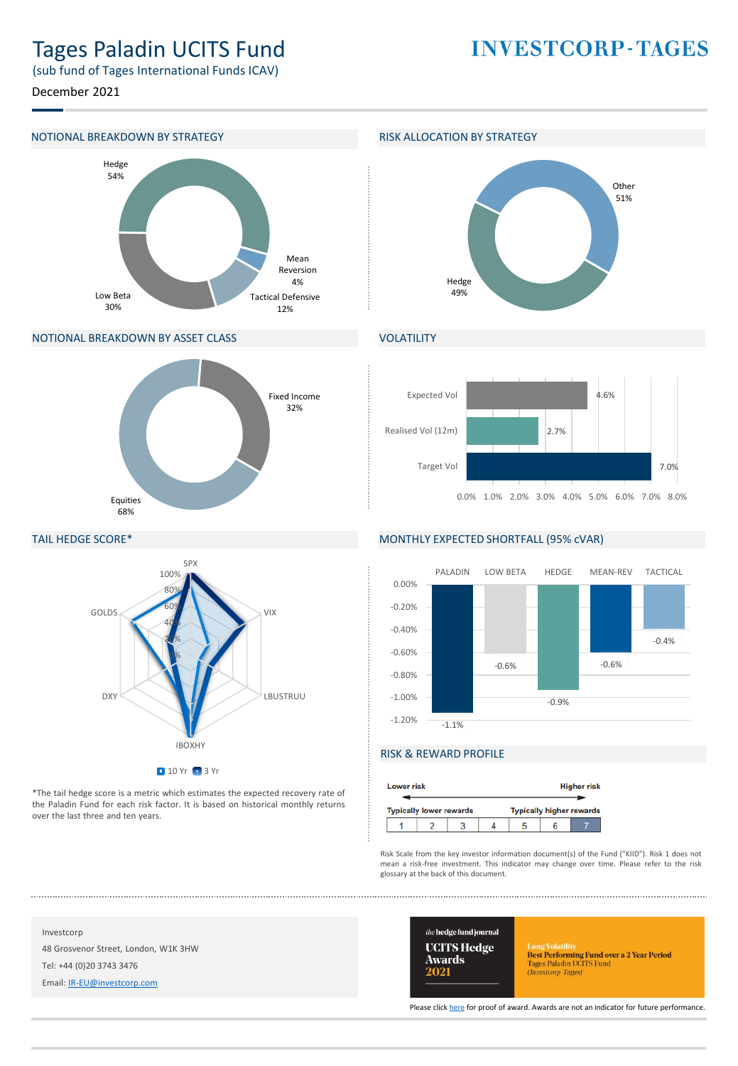# Tages Paladin UCITS Fund

(sub fund of Tages International Funds ICAV)

December 2021

INVESTCORP-TAGES

## NOTIONAL BREAKDOWN BY STRATEGY

| Strategy | Share |
|---|---|
| Hedge | 54% |
| Mean Reversion | 4% |
| Tactical Defensive | 12% |
| Low Beta | 30% |

## RISK ALLOCATION BY STRATEGY

| Strategy | Share |
|---|---|
| Other | 51% |
| Hedge | 49% |

## NOTIONAL BREAKDOWN BY ASSET CLASS

| Asset Class | Share |
|---|---|
| Fixed Income | 32% |
| Equities | 68% |

## VOLATILITY

| Measure | Value |
|---|---|
| Expected Vol | 4.6% |
| Realised Vol (12m) | 2.7% |
| Target Vol | 7.0% |

## TAIL HEDGE SCORE*

Risk factors: SPX, VIX, LBUSTRUU, IBOXHY, DXY, GOLDS (scale 0%–100%); series: 10 Yr, 3 Yr

*The tail hedge score is a metric which estimates the expected recovery rate of the Paladin Fund for each risk factor. It is based on historical monthly returns over the last three and ten years.

## MONTHLY EXPECTED SHORTFALL (95% cVAR)

| PALADIN | LOW BETA | HEDGE | MEAN-REV | TACTICAL |
|---|---|---|---|---|
| -1.1% | -0.6% | -0.9% | -0.6% | -0.4% |

## RISK & REWARD PROFILE

Lower risk — Higher risk

Typically lower rewards — Typically higher rewards

| 1 | 2 | 3 | 4 | 5 | 6 | **7** |
|---|---|---|---|---|---|---|

Risk Scale from the key investor information document(s) of the Fund ("KIID"). Risk 1 does not mean a risk-free investment. This indicator may change over time. Please refer to the risk glossary at the back of this document.

Investcorp
48 Grosvenor Street, London, W1K 3HW
Tel: +44 (0)20 3743 3476
Email: IR-EU@investcorp.com

the hedge fund journal UCITS Hedge Awards 2021 — Long Volatility — Best Performing Fund over a 2 Year Period — Tages Paladin UCITS Fund (Investcorp-Tages)

Please click here for proof of award. Awards are not an indicator for future performance.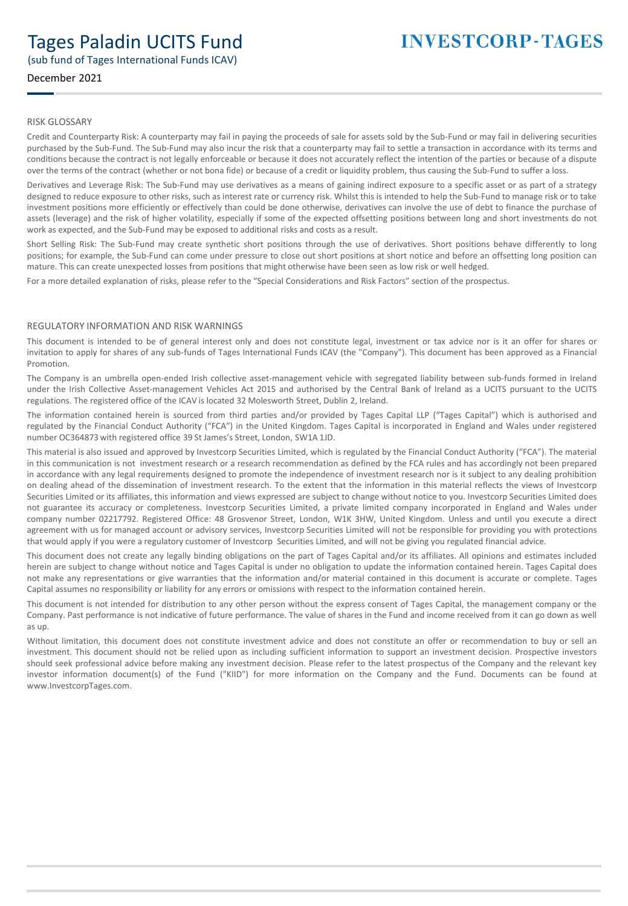## RISK GLOSSARY

Credit and Counterparty Risk: A counterparty may fail in paying the proceeds of sale for assets sold by the Sub-Fund or may fail in delivering securities purchased by the Sub-Fund. The Sub-Fund may also incur the risk that a counterparty may fail to settle a transaction in accordance with its terms and conditions because the contract is not legally enforceable or because it does not accurately reflect the intention of the parties or because of a dispute over the terms of the contract (whether or not bona fide) or because of a credit or liquidity problem, thus causing the Sub-Fund to suffer a loss.

Derivatives and Leverage Risk: The Sub-Fund may use derivatives as a means of gaining indirect exposure to a specific asset or as part of a strategy designed to reduce exposure to other risks, such as interest rate or currency risk. Whilst this is intended to help the Sub-Fund to manage risk or to take investment positions more efficiently or effectively than could be done otherwise, derivatives can involve the use of debt to finance the purchase of assets (leverage) and the risk of higher volatility, especially if some of the expected offsetting positions between long and short investments do not work as expected, and the Sub-Fund may be exposed to additional risks and costs as a result.

Short Selling Risk: The Sub-Fund may create synthetic short positions through the use of derivatives. Short positions behave differently to long positions; for example, the Sub-Fund can come under pressure to close out short positions at short notice and before an offsetting long position can mature. This can create unexpected losses from positions that might otherwise have been seen as low risk or well hedged.

For a more detailed explanation of risks, please refer to the "Special Considerations and Risk Factors" section of the prospectus.

## REGULATORY INFORMATION AND RISK WARNINGS

This document is intended to be of general interest only and does not constitute legal, investment or tax advice nor is it an offer for shares or invitation to apply for shares of any sub-funds of Tages International Funds ICAV (the "Company"). This document has been approved as a Financial Promotion.

The Company is an umbrella open-ended Irish collective asset-management vehicle with segregated liability between sub-funds formed in Ireland under the Irish Collective Asset-management Vehicles Act 2015 and authorised by the Central Bank of Ireland as a UCITS pursuant to the UCITS regulations. The registered office of the ICAV is located 32 Molesworth Street, Dublin 2, Ireland.

The information contained herein is sourced from third parties and/or provided by Tages Capital LLP ("Tages Capital") which is authorised and regulated by the Financial Conduct Authority ("FCA") in the United Kingdom. Tages Capital is incorporated in England and Wales under registered number OC364873 with registered office 39 St James's Street, London, SW1A 1JD.

This material is also issued and approved by Investcorp Securities Limited, which is regulated by the Financial Conduct Authority ("FCA"). The material in this communication is not investment research or a research recommendation as defined by the FCA rules and has accordingly not been prepared in accordance with any legal requirements designed to promote the independence of investment research nor is it subject to any dealing prohibition on dealing ahead of the dissemination of investment research. To the extent that the information in this material reflects the views of Investcorp Securities Limited or its affiliates, this information and views expressed are subject to change without notice to you. Investcorp Securities Limited does not guarantee its accuracy or completeness. Investcorp Securities Limited, a private limited company incorporated in England and Wales under company number 02217792. Registered Office: 48 Grosvenor Street, London, W1K 3HW, United Kingdom. Unless and until you execute a direct agreement with us for managed account or advisory services, Investcorp Securities Limited will not be responsible for providing you with protections that would apply if you were a regulatory customer of Investcorp Securities Limited, and will not be giving you regulated financial advice.

This document does not create any legally binding obligations on the part of Tages Capital and/or its affiliates. All opinions and estimates included herein are subject to change without notice and Tages Capital is under no obligation to update the information contained herein. Tages Capital does not make any representations or give warranties that the information and/or material contained in this document is accurate or complete. Tages Capital assumes no responsibility or liability for any errors or omissions with respect to the information contained herein.

This document is not intended for distribution to any other person without the express consent of Tages Capital, the management company or the Company. Past performance is not indicative of future performance. The value of shares in the Fund and income received from it can go down as well as up.

Without limitation, this document does not constitute investment advice and does not constitute an offer or recommendation to buy or sell an investment. This document should not be relied upon as including sufficient information to support an investment decision. Prospective investors should seek professional advice before making any investment decision. Please refer to the latest prospectus of the Company and the relevant key investor information document(s) of the Fund ("KIID") for more information on the Company and the Fund. Documents can be found at www.InvestcorpTages.com.